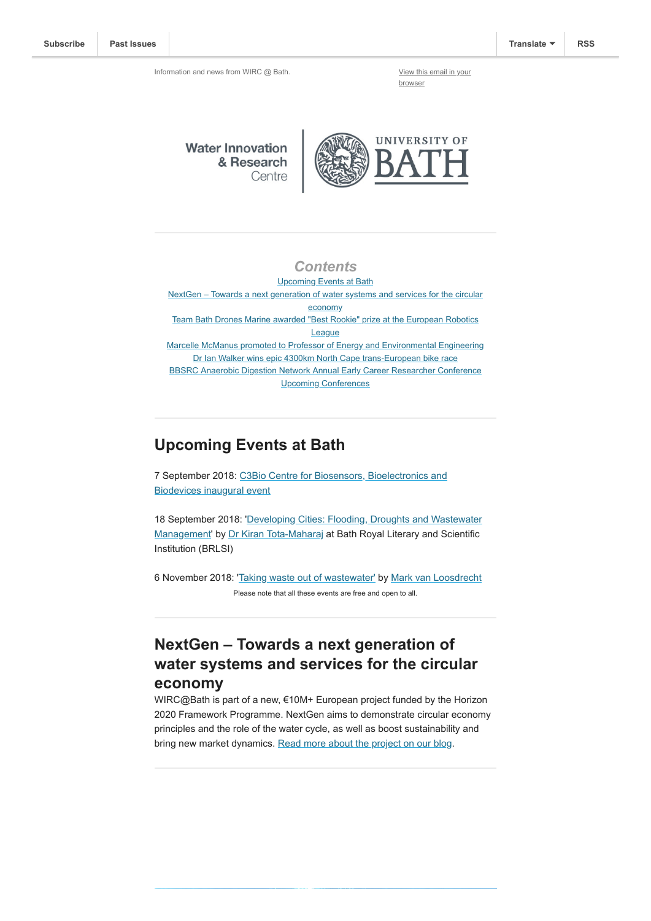Subscribe | Past Issues | Translate | RSS

Information and news from WIRC @ Bath.

View this email in your browser

Water Innovation & Research Centre | UNIVERSITY OF BATH

## *Contents*

Upcoming Events at Bath
NextGen – Towards a next generation of water systems and services for the circular economy
Team Bath Drones Marine awarded "Best Rookie" prize at the European Robotics League
Marcelle McManus promoted to Professor of Energy and Environmental Engineering
Dr Ian Walker wins epic 4300km North Cape trans-European bike race
BBSRC Anaerobic Digestion Network Annual Early Career Researcher Conference
Upcoming Conferences

## Upcoming Events at Bath

7 September 2018: C3Bio Centre for Biosensors, Bioelectronics and Biodevices inaugural event

18 September 2018: 'Developing Cities: Flooding, Droughts and Wastewater Management' by Dr Kiran Tota-Maharaj at Bath Royal Literary and Scientific Institution (BRLSI)

6 November 2018: 'Taking waste out of wastewater' by Mark van Loosdrecht

Please note that all these events are free and open to all.

## NextGen – Towards a next generation of water systems and services for the circular economy

WIRC@Bath is part of a new, €10M+ European project funded by the Horizon 2020 Framework Programme. NextGen aims to demonstrate circular economy principles and the role of the water cycle, as well as boost sustainability and bring new market dynamics. Read more about the project on our blog.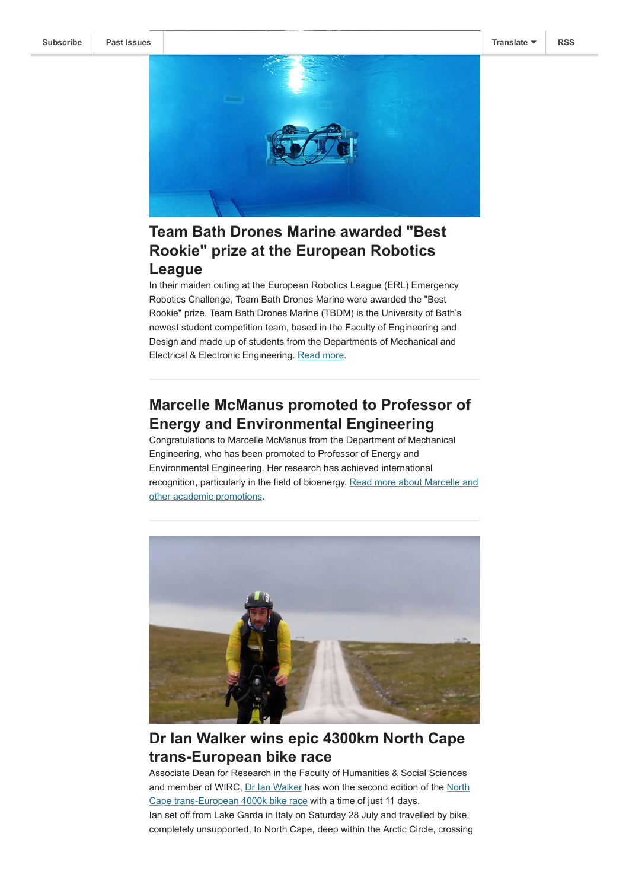Subscribe | Past Issues | Translate | RSS

## Team Bath Drones Marine awarded "Best Rookie" prize at the European Robotics League

In their maiden outing at the European Robotics League (ERL) Emergency Robotics Challenge, Team Bath Drones Marine were awarded the "Best Rookie" prize. Team Bath Drones Marine (TBDM) is the University of Bath's newest student competition team, based in the Faculty of Engineering and Design and made up of students from the Departments of Mechanical and Electrical & Electronic Engineering. [Read more](#).

---

## Marcelle McManus promoted to Professor of Energy and Environmental Engineering

Congratulations to Marcelle McManus from the Department of Mechanical Engineering, who has been promoted to Professor of Energy and Environmental Engineering. Her research has achieved international recognition, particularly in the field of bioenergy. [Read more about Marcelle and other academic promotions](#).

---

## Dr Ian Walker wins epic 4300km North Cape trans-European bike race

Associate Dean for Research in the Faculty of Humanities & Social Sciences and member of WIRC, [Dr Ian Walker](#) has won the second edition of the [North Cape trans-European 4000k bike race](#) with a time of just 11 days.

Ian set off from Lake Garda in Italy on Saturday 28 July and travelled by bike, completely unsupported, to North Cape, deep within the Arctic Circle, crossing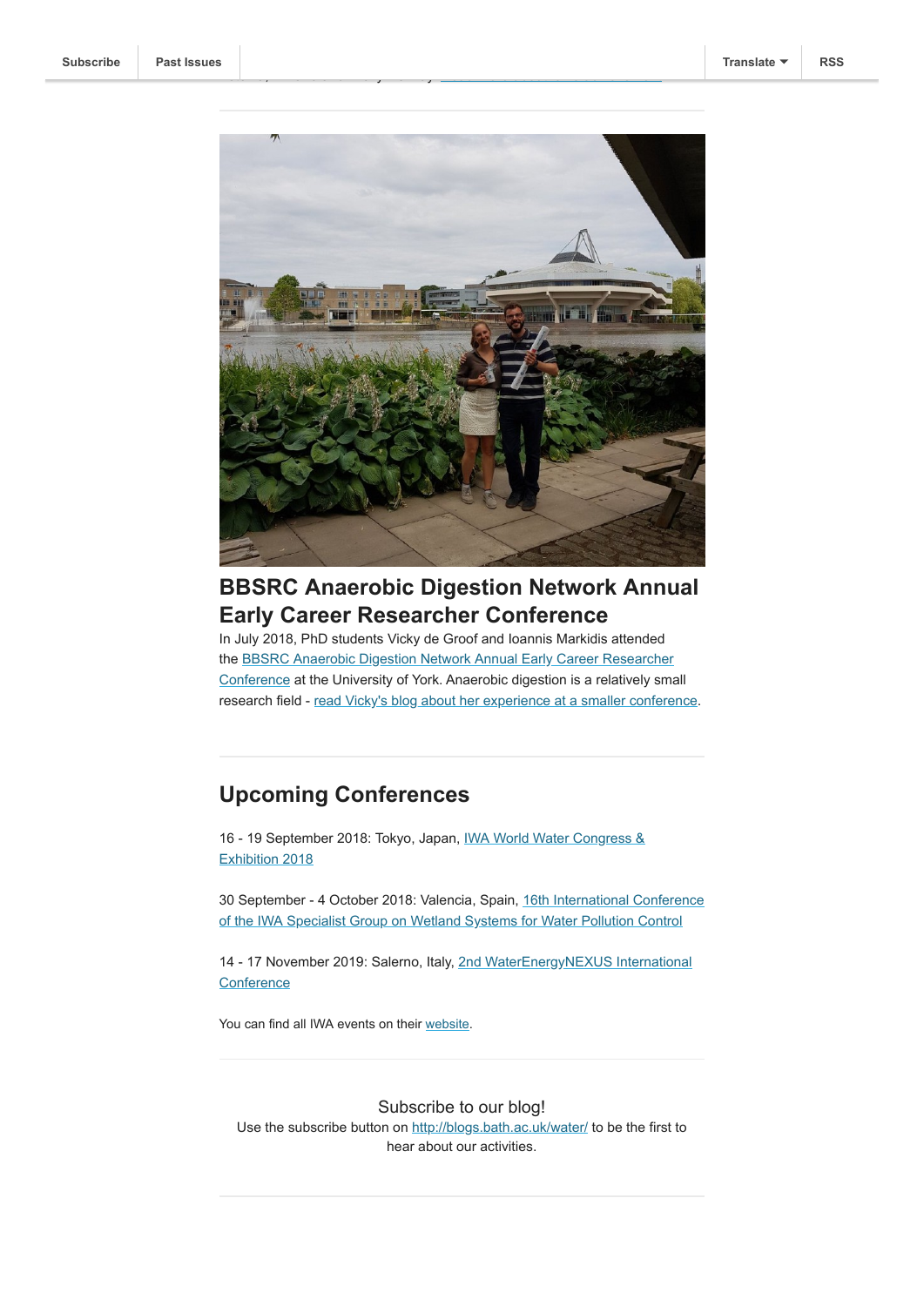Subscribe | Past Issues | Translate | RSS

## BBSRC Anaerobic Digestion Network Annual Early Career Researcher Conference

In July 2018, PhD students Vicky de Groof and Ioannis Markidis attended the BBSRC Anaerobic Digestion Network Annual Early Career Researcher Conference at the University of York. Anaerobic digestion is a relatively small research field - read Vicky's blog about her experience at a smaller conference.

## Upcoming Conferences

16 - 19 September 2018: Tokyo, Japan, IWA World Water Congress & Exhibition 2018

30 September - 4 October 2018: Valencia, Spain, 16th International Conference of the IWA Specialist Group on Wetland Systems for Water Pollution Control

14 - 17 November 2019: Salerno, Italy, 2nd WaterEnergyNEXUS International Conference

You can find all IWA events on their website.

Subscribe to our blog!

Use the subscribe button on http://blogs.bath.ac.uk/water/ to be the first to hear about our activities.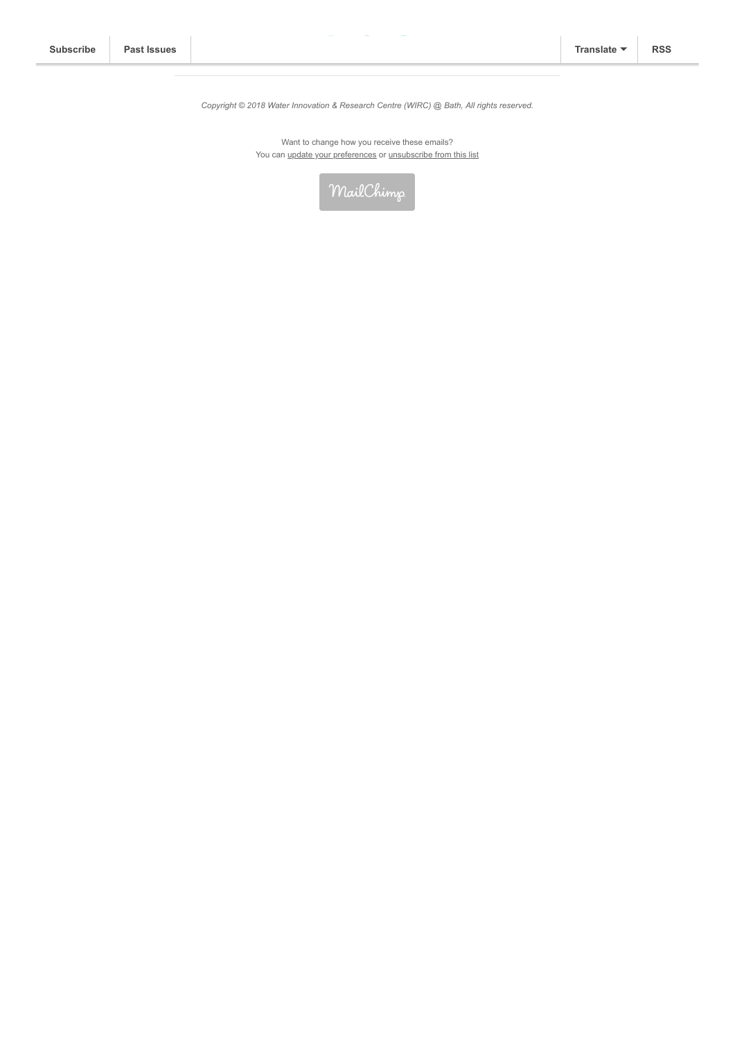Subscribe | Past Issues | Translate | RSS

*Copyright © 2018 Water Innovation & Research Centre (WIRC) @ Bath, All rights reserved.*

Want to change how you receive these emails?
You can update your preferences or unsubscribe from this list

MailChimp